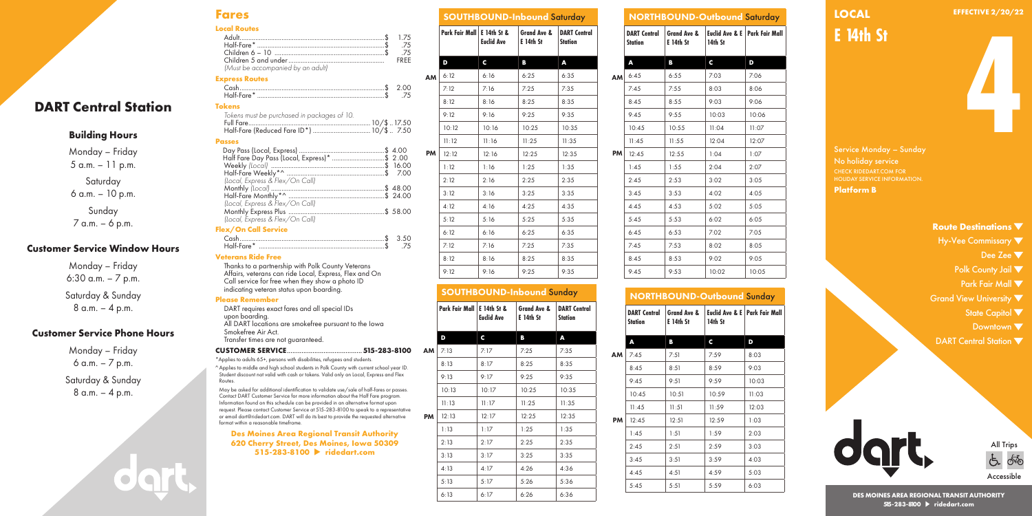# DART Central Station

## Building Hours

Monday – Friday
5 a.m. – 11 p.m.

Saturday
6 a.m. – 10 p.m.

Sunday
7 a.m. – 6 p.m.

## Customer Service Window Hours

Monday – Friday
6:30 a.m. – 7 p.m.

Saturday & Sunday
8 a.m. – 4 p.m.

## Customer Service Phone Hours

Monday – Friday
6 a.m. – 7 p.m.

Saturday & Sunday
8 a.m. – 4 p.m.

## Fares

### Local Routes

| | |
|---|---|
| Adult | $ 1.75 |
| Half-Fare* | $ .75 |
| Children 6 – 10 | $ .75 |
| Children 5 and under | FREE |

*(Must be accompanied by an adult)*

### Express Routes

| | |
|---|---|
| Cash | $ 2.00 |
| Half-Fare* | $ .75 |

### Tokens

*Tokens must be purchased in packages of 10.*

| | |
|---|---|
| Full Fare | 10/$ 17.50 |
| Half-Fare (Reduced Fare ID*) | 10/$ 7.50 |

### Passes

| | |
|---|---|
| Day Pass (Local, Express) | $ 4.00 |
| Half Fare Day Pass (Local, Express)* | $ 2.00 |
| Weekly *(Local)* | $ 16.00 |
| Half-Fare Weekly*^ *(Local, Express & Flex/On Call)* | $ 7.00 |
| Monthly *(Local)* | $ 48.00 |
| Half-Fare Monthly*^ *(Local, Express & Flex/On Call)* | $ 24.00 |
| Monthly Express Plus *(Local, Express & Flex/On Call)* | $ 58.00 |

### Flex/On Call Service

| | |
|---|---|
| Cash | $ 3.50 |
| Half-Fare* | $ .75 |

### Veterans Ride Free

Thanks to a partnership with Polk County Veterans Affairs, veterans can ride Local, Express, Flex and On Call service for free when they show a photo ID indicating veteran status upon boarding.

### Please Remember

DART requires exact fares and all special IDs upon boarding.
All DART locations are smokefree pursuant to the Iowa Smokefree Air Act.
Transfer times are not guaranteed.

**CUSTOMER SERVICE............515-283-8100**

*Applies to adults 65+, persons with disabilities, refugees and students.

^Applies to middle and high school students in Polk County with current school year ID. Student discount not valid with cash or tokens. Valid only on Local, Express and Flex Routes.

May be asked for additional identification to validate use/sale of half-fares or passes. Contact DART Customer Service for more information about the Half Fare program. Information found on this schedule can be provided in an alternative format upon request. Please contact Customer Service at 515-283-8100 to speak to a representative or email dart@ridedart.com. DART will do its best to provide the requested alternative format within a reasonable timeframe.

**Des Moines Area Regional Transit Authority**
**620 Cherry Street, Des Moines, Iowa 50309**
**515-283-8100 ▶ ridedart.com**

## SOUTHBOUND-Inbound Saturday

| | Park Fair Mall | E 14th St & Euclid Ave | Grand Ave & E 14th St | DART Central Station |
|---|---|---|---|---|
| | D | C | B | A |
| AM | 6:12 | 6:16 | 6:25 | 6:35 |
| | 7:12 | 7:16 | 7:25 | 7:35 |
| | 8:12 | 8:16 | 8:25 | 8:35 |
| | 9:12 | 9:16 | 9:25 | 9:35 |
| | 10:12 | 10:16 | 10:25 | 10:35 |
| | 11:12 | 11:16 | 11:25 | 11:35 |
| PM | 12:12 | 12:16 | 12:25 | 12:35 |
| | 1:12 | 1:16 | 1:25 | 1:35 |
| | 2:12 | 2:16 | 2:25 | 2:35 |
| | 3:12 | 3:16 | 3:25 | 3:35 |
| | 4:12 | 4:16 | 4:25 | 4:35 |
| | 5:12 | 5:16 | 5:25 | 5:35 |
| | 6:12 | 6:16 | 6:25 | 6:35 |
| | 7:12 | 7:16 | 7:25 | 7:35 |
| | 8:12 | 8:16 | 8:25 | 8:35 |
| | 9:12 | 9:16 | 9:25 | 9:35 |

## SOUTHBOUND-Inbound Sunday

| | Park Fair Mall | E 14th St & Euclid Ave | Grand Ave & E 14th St | DART Central Station |
|---|---|---|---|---|
| | D | C | B | A |
| AM | 7:13 | 7:17 | 7:25 | 7:35 |
| | 8:13 | 8:17 | 8:25 | 8:35 |
| | 9:13 | 9:17 | 9:25 | 9:35 |
| | 10:13 | 10:17 | 10:25 | 10:35 |
| | 11:13 | 11:17 | 11:25 | 11:35 |
| PM | 12:13 | 12:17 | 12:25 | 12:35 |
| | 1:13 | 1:17 | 1:25 | 1:35 |
| | 2:13 | 2:17 | 2:25 | 2:35 |
| | 3:13 | 3:17 | 3:25 | 3:35 |
| | 4:13 | 4:17 | 4:26 | 4:36 |
| | 5:13 | 5:17 | 5:26 | 5:36 |
| | 6:13 | 6:17 | 6:26 | 6:36 |

## NORTHBOUND-Outbound Saturday

| | DART Central Station | Grand Ave & E 14th St | Euclid Ave & E 14th St | Park Fair Mall |
|---|---|---|---|---|
| | A | B | C | D |
| AM | 6:45 | 6:55 | 7:03 | 7:06 |
| | 7:45 | 7:55 | 8:03 | 8:06 |
| | 8:45 | 8:55 | 9:03 | 9:06 |
| | 9:45 | 9:55 | 10:03 | 10:06 |
| | 10:45 | 10:55 | 11:04 | 11:07 |
| | 11:45 | 11:55 | 12:04 | 12:07 |
| PM | 12:45 | 12:55 | 1:04 | 1:07 |
| | 1:45 | 1:55 | 2:04 | 2:07 |
| | 2:45 | 2:53 | 3:02 | 3:05 |
| | 3:45 | 3:53 | 4:02 | 4:05 |
| | 4:45 | 4:53 | 5:02 | 5:05 |
| | 5:45 | 5:53 | 6:02 | 6:05 |
| | 6:45 | 6:53 | 7:02 | 7:05 |
| | 7:45 | 7:53 | 8:02 | 8:05 |
| | 8:45 | 8:53 | 9:02 | 9:05 |
| | 9:45 | 9:53 | 10:02 | 10:05 |

## NORTHBOUND-Outbound Sunday

| | DART Central Station | Grand Ave & E 14th St | Euclid Ave & E 14th St | Park Fair Mall |
|---|---|---|---|---|
| | A | B | C | D |
| AM | 7:45 | 7:51 | 7:59 | 8:03 |
| | 8:45 | 8:51 | 8:59 | 9:03 |
| | 9:45 | 9:51 | 9:59 | 10:03 |
| | 10:45 | 10:51 | 10:59 | 11:03 |
| | 11:45 | 11:51 | 11:59 | 12:03 |
| PM | 12:45 | 12:51 | 12:59 | 1:03 |
| | 1:45 | 1:51 | 1:59 | 2:03 |
| | 2:45 | 2:51 | 2:59 | 3:03 |
| | 3:45 | 3:51 | 3:59 | 4:03 |
| | 4:45 | 4:51 | 4:59 | 5:03 |
| | 5:45 | 5:51 | 5:59 | 6:03 |

# LOCAL E 14th St 4

**EFFECTIVE 2/20/22**

Service Monday – Sunday
No holiday service
CHECK RIDEDART.COM FOR HOLIDAY SERVICE INFORMATION.

**Platform B**

### Route Destinations

- Hy-Vee Commissary
- Dee Zee
- Polk County Jail
- Park Fair Mall
- Grand View University
- State Capitol
- Downtown
- DART Central Station

All Trips Accessible

**DES MOINES AREA REGIONAL TRANSIT AUTHORITY**
**515-283-8100 ▶ ridedart.com**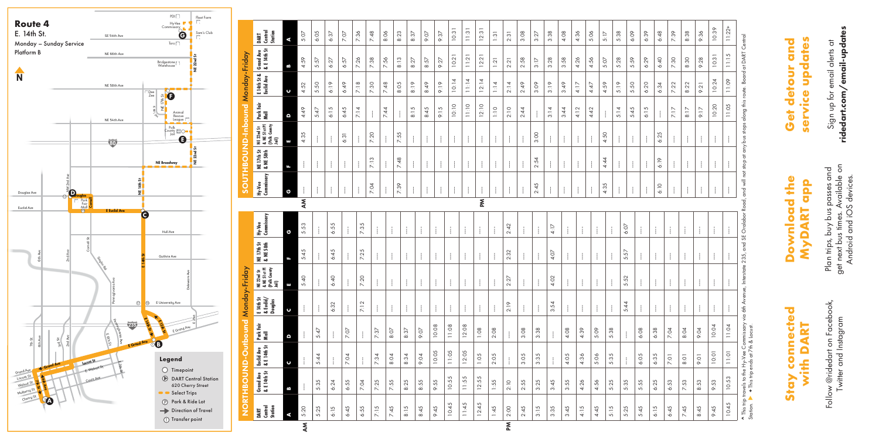# Route 4

## E. 14th St.

Monday – Sunday Service

Platform B

### Legend

- Timepoint
- DART Central Station, 620 Cherry Street
- Select Trips
- Park & Ride Lot
- Direction of Travel
- Transfer point

## NORTHBOUND-Outbound Monday-Friday

| | A | B | C | D | C | E | F | G |
|---|---|---|---|---|---|---|---|---|
| | DART Central Station | Grand Ave & E 14th St | Euclid Ave & E 14th St | Park Fair Mall | E 14th St & Euclid/ Douglas | NE 22nd St & NE 51st Pl (Polk County Jail) | NE 17th St & NE 58th | Hy-Vee Commissary |
| AM | 5:20 | ---- | ---- | ---- | ---- | 5:40 | 5:45 | 5:53 |
| | 5:25 | 5:35 | 5:44 | 5:47 | ---- | ---- | ---- | ---- |
| | 6:15 | 6:24 | ---- | ---- | 6:32 | 6:40 | 6:45 | 6:55 |
| | 6:45 | 6:55 | 7:04 | 7:07 | ---- | ---- | ---- | ---- |
| | 6:55 | 7:04 | ---- | ---- | 7:12 | 7:20 | 7:25 | 7:35 |
| | 7:15 | 7:25 | 7:34 | 7:37 | ---- | ---- | ---- | ---- |
| | 7:45 | 7:55 | 8:04 | 8:07 | ---- | ---- | ---- | ---- |
| | 8:15 | 8:25 | 8:34 | 8:37 | ---- | ---- | ---- | ---- |
| | 8:45 | 8:55 | 9:04 | 9:07 | ---- | ---- | ---- | ---- |
| | 9:45 | 9:55 | 10:05 | 10:08 | ---- | ---- | ---- | ---- |
| | 10:45 | 10:55 | 11:05 | 11:08 | ---- | ---- | ---- | ---- |
| | 11:45 | 11:55 | 12:05 | 12:08 | ---- | ---- | ---- | ---- |
| | 12:45 | 12:55 | 1:05 | 1:08 | ---- | ---- | ---- | ---- |
| | 1:45 | 1:55 | 2:05 | 2:08 | ---- | ---- | ---- | ---- |
| PM | 2:00 | 2:10 | ---- | ---- | 2:19 | 2:27 | 2:32 | 2:42 |
| | 2:45 | 2:55 | 3:05 | 3:08 | ---- | ---- | ---- | ---- |
| | 3:15 | 3:25 | 3:35 | 3:38 | ---- | ---- | ---- | ---- |
| | 3:35 | 3:45 | ---- | ---- | 3:54 | 4:02 | 4:07 | 4:17 |
| | 3:45 | 3:55 | 4:05 | 4:08 | ---- | ---- | ---- | ---- |
| | 4:15 | 4:26 | 4:36 | 4:39 | ---- | ---- | ---- | ---- |
| | 4:45 | 4:56 | 5:06 | 5:09 | ---- | ---- | ---- | ---- |
| | 5:15 | 5:25 | 5:35 | 5:38 | ---- | ---- | ---- | ---- |
| | 5:25 | 5:35 | ---- | ---- | 5:44 | 5:52 | 5:57 | 6:07 |
| | 5:45 | 5:55 | 6:05 | 6:08 | ---- | ---- | ---- | ---- |
| | 6:15 | 6:25 | 6:35 | 6:38 | ---- | ---- | ---- | ---- |
| | 6:45 | 6:53 | 7:01 | 7:04 | ---- | ---- | ---- | ---- |
| | 7:45 | 7:53 | 8:01 | 8:04 | ---- | ---- | ---- | ---- |
| | 8:45 | 8:53 | 9:01 | 9:04 | ---- | ---- | ---- | ---- |
| | 9:45 | 9:53 | 10:01 | 10:04 | ---- | ---- | ---- | ---- |
| | 10:45 | 10:53 | 11:01 | 11:04 | ---- | ---- | ---- | ---- |

## SOUTHBOUND-Inbound Monday-Friday

| | G | F | E | D | C | B | A |
|---|---|---|---|---|---|---|---|
| | Hy-Vee Commissary | NE 17th St & NE 58th | NE 22nd St & NE 51st Pl (Polk County Jail) | Park Fair Mall | E 14th St & Euclid Ave | Grand Ave & E 14th St | DART Central Station |
| AM | ---- | ---- | 4:35 | 4:49 | 4:52 | 4:59 | 5:07 |
| | ---- | ---- | ---- | 5:47 | 5:50 | 5:57 | 6:05 |
| | ---- | ---- | ---- | 6:15 | 6:19 | 6:27 | 6:37 |
| | ---- | ---- | 6:31 | 6:45 | 6:49 | 6:57 | 7:07 |
| | ---- | ---- | ---- | 7:14 | 7:18 | 7:26 | 7:36 |
| | 7:04 | 7:13 | 7:20 | ---- | 7:30 | 7:38 | 7:48 |
| | ---- | ---- | ---- | 7:44 | 7:48 | 7:56 | 8:06 |
| | 7:39 | 7:48 | 7:55 | ---- | 8:05 | 8:13 | 8:23 |
| | ---- | ---- | ---- | 8:15 | 8:19 | 8:27 | 8:37 |
| | ---- | ---- | ---- | 8:45 | 8:49 | 8:57 | 9:07 |
| | ---- | ---- | ---- | 9:15 | 9:19 | 9:27 | 9:37 |
| | ---- | ---- | ---- | 10:10 | 10:14 | 10:21 | 10:31 |
| | ---- | ---- | ---- | 11:10 | 11:14 | 11:21 | 11:31 |
| PM | ---- | ---- | ---- | 12:10 | 12:14 | 12:21 | 12:31 |
| | ---- | ---- | ---- | 1:10 | 1:14 | 1:21 | 1:31 |
| | ---- | ---- | ---- | 2:10 | 2:14 | 2:21 | 2:31 |
| | ---- | ---- | ---- | 2:44 | 2:49 | 2:58 | 3:08 |
| | 2:45 | 2:54 | 3:00 | ---- | 3:09 | 3:17 | 3:27 |
| | ---- | ---- | ---- | 3:14 | 3:19 | 3:28 | 3:38 |
| | ---- | ---- | ---- | 3:44 | 3:49 | 3:58 | 4:08 |
| | ---- | ---- | ---- | 4:12 | 4:17 | 4:26 | 4:36 |
| | ---- | ---- | ---- | 4:42 | 4:47 | 4:56 | 5:06 |
| | 4:35 | 4:44 | 4:50 | ---- | 4:59 | 5:07 | 5:17 |
| | ---- | ---- | ---- | 5:14 | 5:19 | 5:28 | 5:38 |
| | ---- | ---- | ---- | 5:45 | 5:50 | 5:59 | 6:09 |
| | ---- | ---- | ---- | 6:15 | 6:20 | 6:29 | 6:39 |
| | 6:10 | 6:19 | 6:25 | ---- | 6:34 | 6:40 | 6:48 |
| | ---- | ---- | ---- | 7:17 | 7:22 | 7:30 | 7:39 |
| | ---- | ---- | ---- | 8:17 | 8:21 | 8:30 | 8:38 |
| | ---- | ---- | ---- | 9:17 | 9:21 | 9:28 | 9:36 |
| | ---- | ---- | ---- | 10:20 | 10:24 | 10:31 | 10:39 |
| | ---- | ---- | ---- | 11:05 | 11:09 | 11:15 | 11:22+ |

^ This trip travels to the Hy-Vee Commissary via 6th Avenue, Interstate 235, and SE Oralabor Road, and will not stop at any bus stops along this route. Board at DART Central Station. ▶ + This trip ends at 7th & Locust.

## Stay connected with DART

Follow @ridedart on Facebook, Twitter and Instagram

## Download the MyDART app

Plan trips, buy bus passes and get next bus times. Available on Android and iOS devices.

## Get detour and service updates

Sign up for email alerts at **ridedart.com/email-updates**